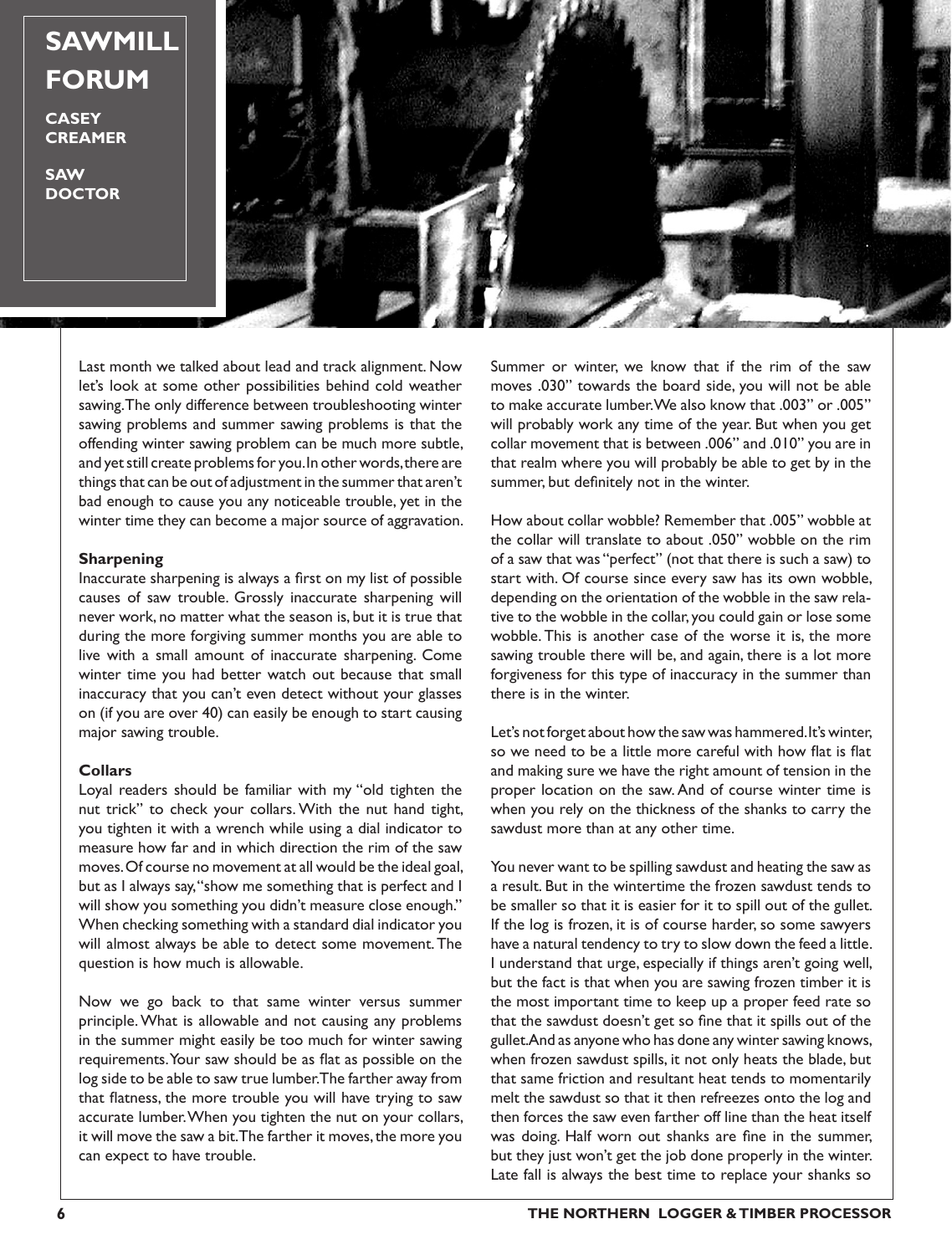# SAWMILL FORUM

**CASEY CREAMER**

**SAW DOCTOR**

Last month we talked about lead and track alignment. Now let's look at some other possibilities behind cold weather sawing. The only difference between troubleshooting winter sawing problems and summer sawing problems is that the offending winter sawing problem can be much more subtle, and yet still create problems for you. In other words, there are things that can be out of adjustment in the summer that aren't bad enough to cause you any noticeable trouble, yet in the winter time they can become a major source of aggravation.

### Sharpening

Inaccurate sharpening is always a first on my list of possible causes of saw trouble. Grossly inaccurate sharpening will never work, no matter what the season is, but it is true that during the more forgiving summer months you are able to live with a small amount of inaccurate sharpening. Come winter time you had better watch out because that small inaccuracy that you can't even detect without your glasses on (if you are over 40) can easily be enough to start causing major sawing trouble.

### Collars

Loyal readers should be familiar with my "old tighten the nut trick" to check your collars. With the nut hand tight, you tighten it with a wrench while using a dial indicator to measure how far and in which direction the rim of the saw moves. Of course no movement at all would be the ideal goal, but as I always say, "show me something that is perfect and I will show you something you didn't measure close enough." When checking something with a standard dial indicator you will almost always be able to detect some movement. The question is how much is allowable.

Now we go back to that same winter versus summer principle. What is allowable and not causing any problems in the summer might easily be too much for winter sawing requirements. Your saw should be as flat as possible on the log side to be able to saw true lumber. The farther away from that flatness, the more trouble you will have trying to saw accurate lumber. When you tighten the nut on your collars, it will move the saw a bit. The farther it moves, the more you can expect to have trouble.

Summer or winter, we know that if the rim of the saw moves .030" towards the board side, you will not be able to make accurate lumber. We also know that .003" or .005" will probably work any time of the year. But when you get collar movement that is between .006" and .010" you are in that realm where you will probably be able to get by in the summer, but definitely not in the winter.

How about collar wobble? Remember that .005" wobble at the collar will translate to about .050" wobble on the rim of a saw that was "perfect" (not that there is such a saw) to start with. Of course since every saw has its own wobble, depending on the orientation of the wobble in the saw relative to the wobble in the collar, you could gain or lose some wobble. This is another case of the worse it is, the more sawing trouble there will be, and again, there is a lot more forgiveness for this type of inaccuracy in the summer than there is in the winter.

Let's not forget about how the saw was hammered. It's winter, so we need to be a little more careful with how flat is flat and making sure we have the right amount of tension in the proper location on the saw. And of course winter time is when you rely on the thickness of the shanks to carry the sawdust more than at any other time.

You never want to be spilling sawdust and heating the saw as a result. But in the wintertime the frozen sawdust tends to be smaller so that it is easier for it to spill out of the gullet. If the log is frozen, it is of course harder, so some sawyers have a natural tendency to try to slow down the feed a little. I understand that urge, especially if things aren't going well, but the fact is that when you are sawing frozen timber it is the most important time to keep up a proper feed rate so that the sawdust doesn't get so fine that it spills out of the gullet. And as anyone who has done any winter sawing knows, when frozen sawdust spills, it not only heats the blade, but that same friction and resultant heat tends to momentarily melt the sawdust so that it then refreezes onto the log and then forces the saw even farther off line than the heat itself was doing. Half worn out shanks are fine in the summer, but they just won't get the job done properly in the winter. Late fall is always the best time to replace your shanks so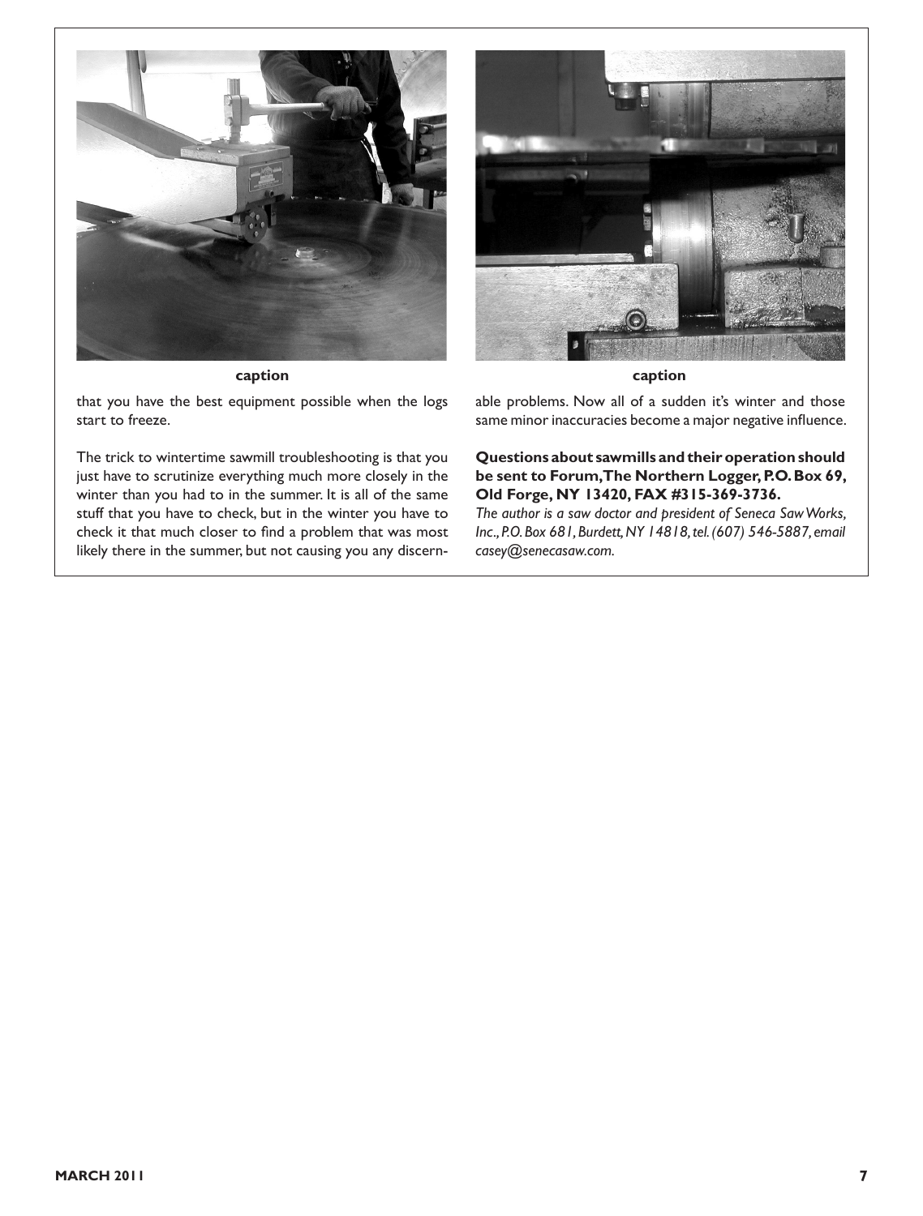caption

caption

that you have the best equipment possible when the logs start to freeze.

The trick to wintertime sawmill troubleshooting is that you just have to scrutinize everything much more closely in the winter than you had to in the summer. It is all of the same stuff that you have to check, but in the winter you have to check it that much closer to find a problem that was most likely there in the summer, but not causing you any discernable problems. Now all of a sudden it's winter and those same minor inaccuracies become a major negative influence.

**Questions about sawmills and their operation should be sent to Forum, The Northern Logger, P.O. Box 69, Old Forge, NY 13420, FAX #315-369-3736.**

*The author is a saw doctor and president of Seneca Saw Works, Inc., P.O. Box 681, Burdett, NY 14818, tel. (607) 546-5887, email casey@senecasaw.com.*